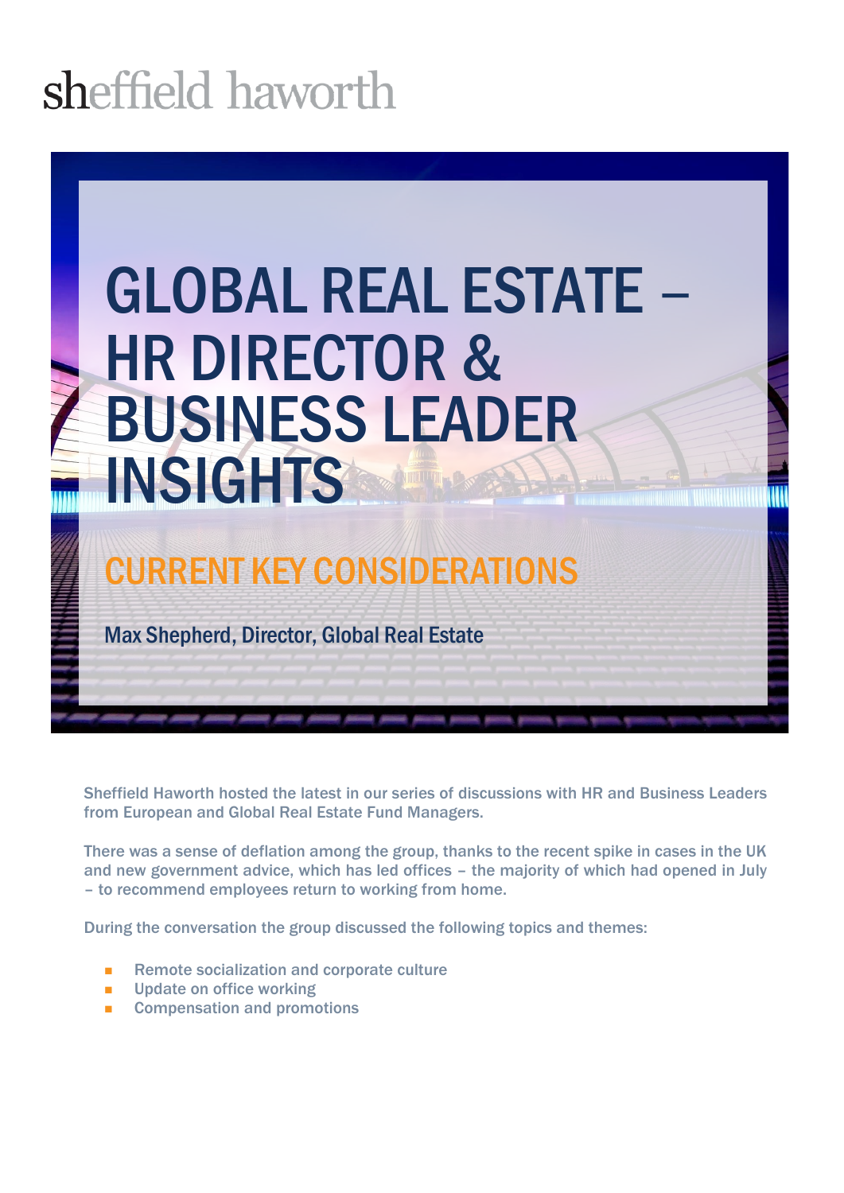sheffield haworth

# GLOBAL REAL ESTATE – HR DIRECTOR & BUSINESS LEADER INSIGHTS

## CURRENT KEY CONSIDERATIONS

Max Shepherd, Director, Global Real Estate

Sheffield Haworth hosted the latest in our series of discussions with HR and Business Leaders from European and Global Real Estate Fund Managers.

There was a sense of deflation among the group, thanks to the recent spike in cases in the UK and new government advice, which has led offices – the majority of which had opened in July – to recommend employees return to working from home.

During the conversation the group discussed the following topics and themes:

- Remote socialization and corporate culture
- Update on office working
- Compensation and promotions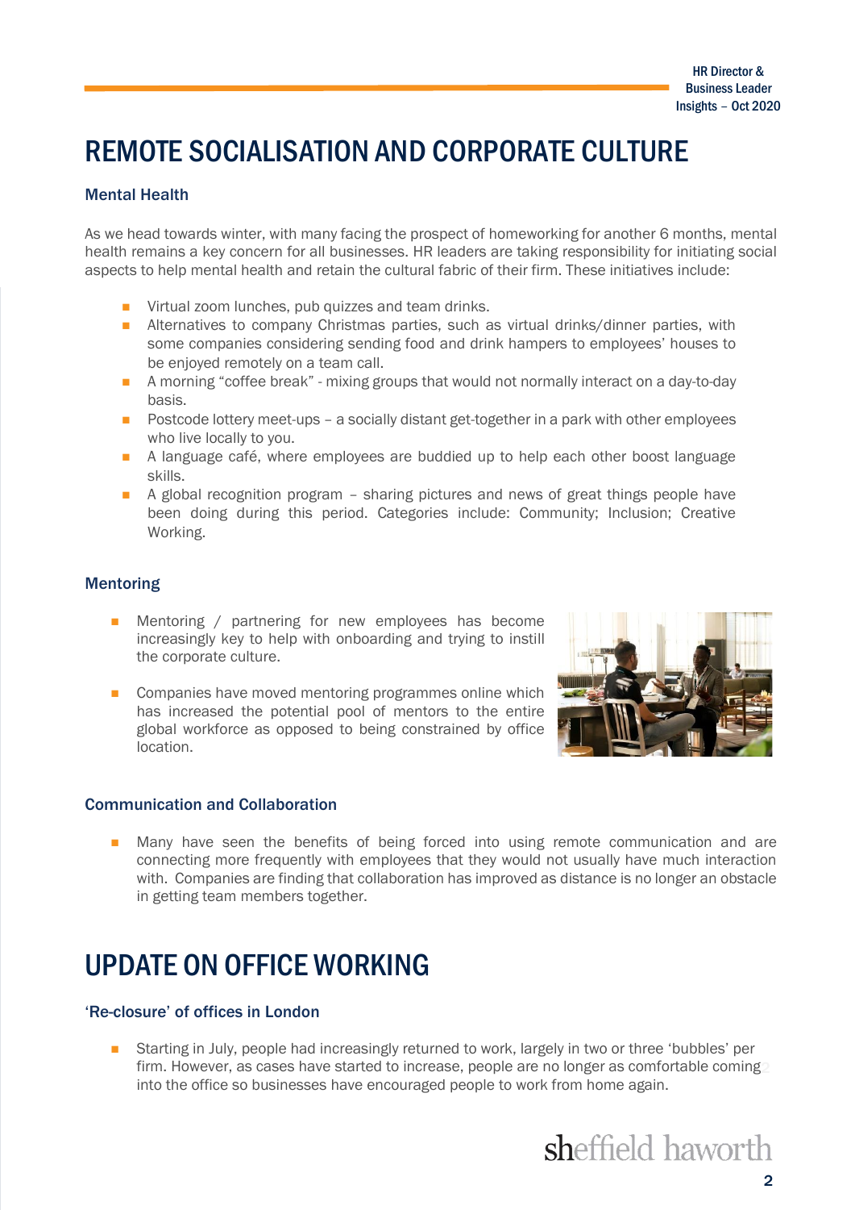# REMOTE SOCIALISATION AND CORPORATE CULTURE

### Mental Health

As we head towards winter, with many facing the prospect of homeworking for another 6 months, mental health remains a key concern for all businesses. HR leaders are taking responsibility for initiating social aspects to help mental health and retain the cultural fabric of their firm. These initiatives include:

- Virtual zoom lunches, pub quizzes and team drinks.
- Alternatives to company Christmas parties, such as virtual drinks/dinner parties, with some companies considering sending food and drink hampers to employees' houses to be enjoyed remotely on a team call.
- A morning "coffee break" - mixing groups that would not normally interact on a day-to-day basis.
- Postcode lottery meet-ups – a socially distant get-together in a park with other employees who live locally to you.
- A language café, where employees are buddied up to help each other boost language skills.
- A global recognition program – sharing pictures and news of great things people have been doing during this period. Categories include: Community; Inclusion; Creative Working.

### Mentoring

- Mentoring / partnering for new employees has become increasingly key to help with onboarding and trying to instill the corporate culture.
- Companies have moved mentoring programmes online which has increased the potential pool of mentors to the entire global workforce as opposed to being constrained by office location.

### Communication and Collaboration

- Many have seen the benefits of being forced into using remote communication and are connecting more frequently with employees that they would not usually have much interaction with. Companies are finding that collaboration has improved as distance is no longer an obstacle in getting team members together.

# UPDATE ON OFFICE WORKING

### 'Re-closure' of offices in London

- Starting in July, people had increasingly returned to work, largely in two or three 'bubbles' per firm. However, as cases have started to increase, people are no longer as comfortable coming into the office so businesses have encouraged people to work from home again.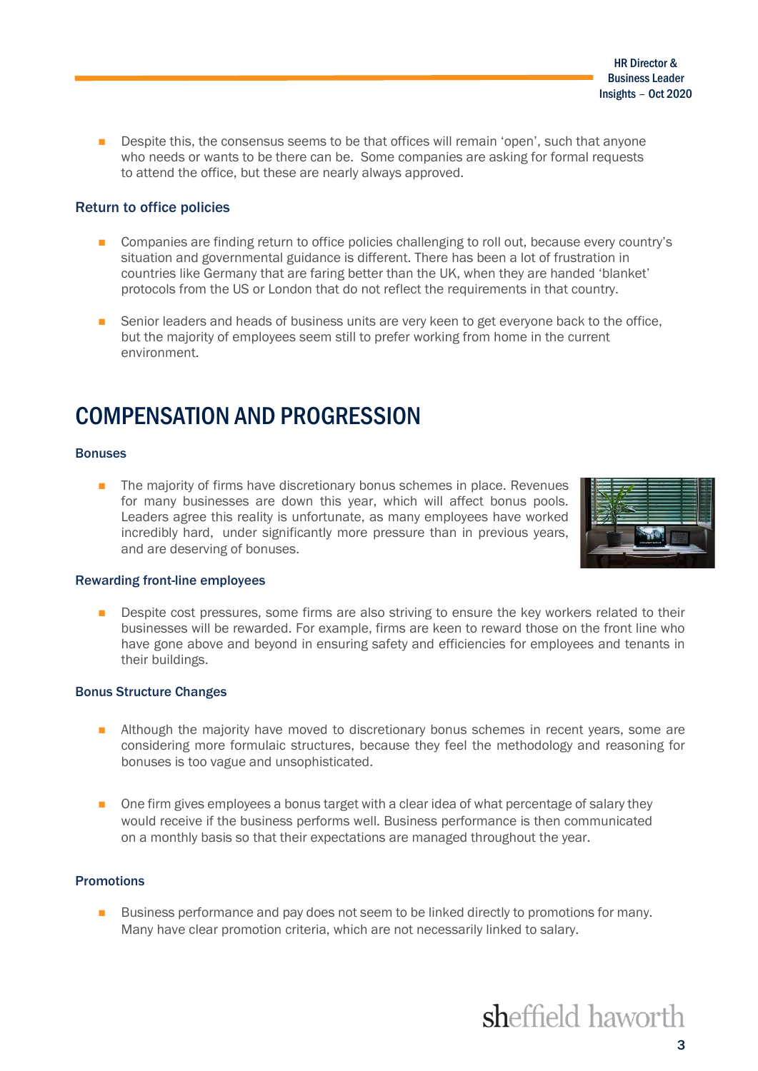- Despite this, the consensus seems to be that offices will remain 'open', such that anyone who needs or wants to be there can be. Some companies are asking for formal requests to attend the office, but these are nearly always approved.

### Return to office policies

- Companies are finding return to office policies challenging to roll out, because every country's situation and governmental guidance is different. There has been a lot of frustration in countries like Germany that are faring better than the UK, when they are handed 'blanket' protocols from the US or London that do not reflect the requirements in that country.

- Senior leaders and heads of business units are very keen to get everyone back to the office, but the majority of employees seem still to prefer working from home in the current environment.

## COMPENSATION AND PROGRESSION

### Bonuses

- The majority of firms have discretionary bonus schemes in place. Revenues for many businesses are down this year, which will affect bonus pools. Leaders agree this reality is unfortunate, as many employees have worked incredibly hard, under significantly more pressure than in previous years, and are deserving of bonuses.

### Rewarding front-line employees

- Despite cost pressures, some firms are also striving to ensure the key workers related to their businesses will be rewarded. For example, firms are keen to reward those on the front line who have gone above and beyond in ensuring safety and efficiencies for employees and tenants in their buildings.

### Bonus Structure Changes

- Although the majority have moved to discretionary bonus schemes in recent years, some are considering more formulaic structures, because they feel the methodology and reasoning for bonuses is too vague and unsophisticated.

- One firm gives employees a bonus target with a clear idea of what percentage of salary they would receive if the business performs well. Business performance is then communicated on a monthly basis so that their expectations are managed throughout the year.

### Promotions

- Business performance and pay does not seem to be linked directly to promotions for many. Many have clear promotion criteria, which are not necessarily linked to salary.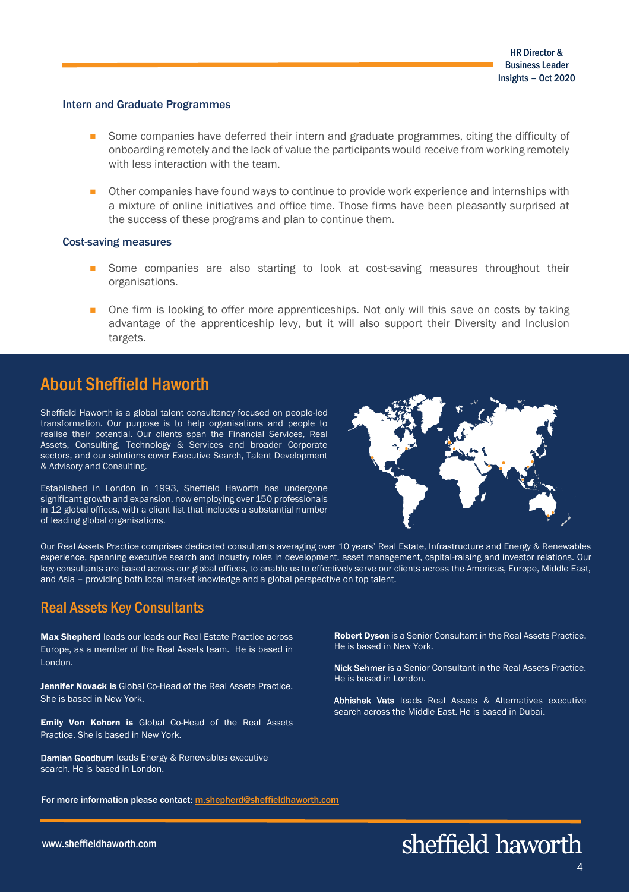### Intern and Graduate Programmes

- Some companies have deferred their intern and graduate programmes, citing the difficulty of onboarding remotely and the lack of value the participants would receive from working remotely with less interaction with the team.
- Other companies have found ways to continue to provide work experience and internships with a mixture of online initiatives and office time. Those firms have been pleasantly surprised at the success of these programs and plan to continue them.

### Cost-saving measures

- Some companies are also starting to look at cost-saving measures throughout their organisations.
- One firm is looking to offer more apprenticeships. Not only will this save on costs by taking advantage of the apprenticeship levy, but it will also support their Diversity and Inclusion targets.

## About Sheffield Haworth

Sheffield Haworth is a global talent consultancy focused on people-led transformation. Our purpose is to help organisations and people to realise their potential. Our clients span the Financial Services, Real Assets, Consulting, Technology & Services and broader Corporate sectors, and our solutions cover Executive Search, Talent Development & Advisory and Consulting.

Established in London in 1993, Sheffield Haworth has undergone significant growth and expansion, now employing over 150 professionals in 12 global offices, with a client list that includes a substantial number of leading global organisations.

Our Real Assets Practice comprises dedicated consultants averaging over 10 years' Real Estate, Infrastructure and Energy & Renewables experience, spanning executive search and industry roles in development, asset management, capital-raising and investor relations. Our key consultants are based across our global offices, to enable us to effectively serve our clients across the Americas, Europe, Middle East, and Asia – providing both local market knowledge and a global perspective on top talent.

## Real Assets Key Consultants

**Max Shepherd** leads our leads our Real Estate Practice across Europe, as a member of the Real Assets team. He is based in London.

**Jennifer Novack is** Global Co-Head of the Real Assets Practice. She is based in New York.

**Emily Von Kohorn is** Global Co-Head of the Real Assets Practice. She is based in New York.

**Damian Goodburn** leads Energy & Renewables executive search. He is based in London.

**Robert Dyson** is a Senior Consultant in the Real Assets Practice. He is based in New York.

**Nick Sehmer** is a Senior Consultant in the Real Assets Practice. He is based in London.

**Abhishek Vats** leads Real Assets & Alternatives executive search across the Middle East. He is based in Dubai.

**For more information please contact:** m.shepherd@sheffieldhaworth.com

www.sheffieldhaworth.com

sheffield haworth